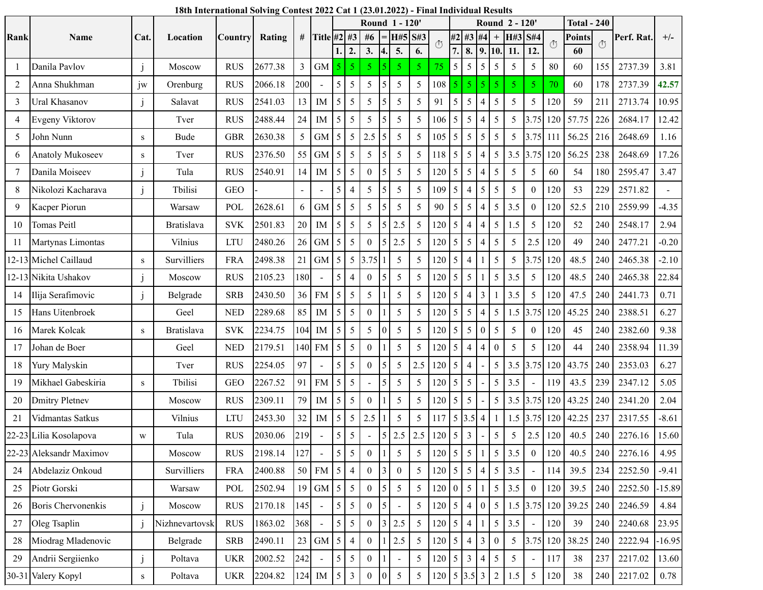# 18th International Solving Contest 2022 Cat 1 (23.01.2022) - Final Individual Results

| Rank | Name | Cat. | Location | Country | Rating | # | Title | Round 1 - 120' | | | | | | | Round 2 - 120' | | | | | | | Total - 240 | | Perf. Rat. | +/- |
|---|---|---|---|---|---|---|---|---|---|---|---|---|---|---|---|---|---|---|---|---|---|---|---|---|---|
| | | | | | | | | #2 | #3 | #6 | = | H#5 | S#3 | ⏱ | #2 | #3 | #4 | + | H#3 | S#4 | ⏱ | Points | ⏱ | | |
| | | | | | | | | 1. | 2. | 3. | 4. | 5. | 6. | | 7. | 8. | 9. | 10. | 11. | 12. | | 60 | | | |
| 1 | Danila Pavlov | j | Moscow | RUS | 2677.38 | 3 | GM | 5 | 5 | 5 | 5 | 5 | 5 | 75 | 5 | 5 | 5 | 5 | 5 | 5 | 80 | 60 | 155 | 2737.39 | 3.81 |
| 2 | Anna Shukhman | jw | Orenburg | RUS | 2066.18 | 200 | - | 5 | 5 | 5 | 5 | 5 | 5 | 108 | 5 | 5 | 5 | 5 | 5 | 5 | 70 | 60 | 178 | 2737.39 | 42.57 |
| 3 | Ural Khasanov | j | Salavat | RUS | 2541.03 | 13 | IM | 5 | 5 | 5 | 5 | 5 | 5 | 91 | 5 | 5 | 4 | 5 | 5 | 5 | 120 | 59 | 211 | 2713.74 | 10.95 |
| 4 | Evgeny Viktorov | | Tver | RUS | 2488.44 | 24 | IM | 5 | 5 | 5 | 5 | 5 | 5 | 106 | 5 | 5 | 4 | 5 | 5 | 3.75 | 120 | 57.75 | 226 | 2684.17 | 12.42 |
| 5 | John Nunn | s | Bude | GBR | 2630.38 | 5 | GM | 5 | 5 | 2.5 | 5 | 5 | 5 | 105 | 5 | 5 | 5 | 5 | 5 | 3.75 | 111 | 56.25 | 216 | 2648.69 | 1.16 |
| 6 | Anatoly Mukoseev | s | Tver | RUS | 2376.50 | 55 | GM | 5 | 5 | 5 | 5 | 5 | 5 | 118 | 5 | 5 | 4 | 5 | 3.5 | 3.75 | 120 | 56.25 | 238 | 2648.69 | 17.26 |
| 7 | Danila Moiseev | j | Tula | RUS | 2540.91 | 14 | IM | 5 | 5 | 0 | 5 | 5 | 5 | 120 | 5 | 5 | 4 | 5 | 5 | 5 | 60 | 54 | 180 | 2595.47 | 3.47 |
| 8 | Nikolozi Kacharava | j | Tbilisi | GEO | - | - | - | 5 | 4 | 5 | 5 | 5 | 5 | 109 | 5 | 4 | 5 | 5 | 5 | 0 | 120 | 53 | 229 | 2571.82 | - |
| 9 | Kacper Piorun | | Warsaw | POL | 2628.61 | 6 | GM | 5 | 5 | 5 | 5 | 5 | 5 | 90 | 5 | 5 | 4 | 5 | 3.5 | 0 | 120 | 52.5 | 210 | 2559.99 | -4.35 |
| 10 | Tomas Peitl | | Bratislava | SVK | 2501.83 | 20 | IM | 5 | 5 | 5 | 5 | 2.5 | 5 | 120 | 5 | 4 | 4 | 5 | 1.5 | 5 | 120 | 52 | 240 | 2548.17 | 2.94 |
| 11 | Martynas Limontas | | Vilnius | LTU | 2480.26 | 26 | GM | 5 | 5 | 0 | 5 | 2.5 | 5 | 120 | 5 | 5 | 4 | 5 | 5 | 2.5 | 120 | 49 | 240 | 2477.21 | -0.20 |
| 12-13 | Michel Caillaud | s | Survilliers | FRA | 2498.38 | 21 | GM | 5 | 5 | 3.75 | 1 | 5 | 5 | 120 | 5 | 4 | 1 | 5 | 5 | 3.75 | 120 | 48.5 | 240 | 2465.38 | -2.10 |
| 12-13 | Nikita Ushakov | j | Moscow | RUS | 2105.23 | 180 | - | 5 | 4 | 0 | 5 | 5 | 5 | 120 | 5 | 5 | 1 | 5 | 3.5 | 5 | 120 | 48.5 | 240 | 2465.38 | 22.84 |
| 14 | Ilija Serafimovic | j | Belgrade | SRB | 2430.50 | 36 | FM | 5 | 5 | 5 | 1 | 5 | 5 | 120 | 5 | 4 | 3 | 1 | 3.5 | 5 | 120 | 47.5 | 240 | 2441.73 | 0.71 |
| 15 | Hans Uitenbroek | | Geel | NED | 2289.68 | 85 | IM | 5 | 5 | 0 | 1 | 5 | 5 | 120 | 5 | 5 | 4 | 5 | 1.5 | 3.75 | 120 | 45.25 | 240 | 2388.51 | 6.27 |
| 16 | Marek Kolcak | s | Bratislava | SVK | 2234.75 | 104 | IM | 5 | 5 | 5 | 0 | 5 | 5 | 120 | 5 | 5 | 0 | 5 | 5 | 0 | 120 | 45 | 240 | 2382.60 | 9.38 |
| 17 | Johan de Boer | | Geel | NED | 2179.51 | 140 | FM | 5 | 5 | 0 | 1 | 5 | 5 | 120 | 5 | 4 | 4 | 0 | 5 | 5 | 120 | 44 | 240 | 2358.94 | 11.39 |
| 18 | Yury Malyskin | | Tver | RUS | 2254.05 | 97 | - | 5 | 5 | 0 | 5 | 5 | 2.5 | 120 | 5 | 4 | - | 5 | 3.5 | 3.75 | 120 | 43.75 | 240 | 2353.03 | 6.27 |
| 19 | Mikhael Gabeskiria | s | Tbilisi | GEO | 2267.52 | 91 | FM | 5 | 5 | - | 5 | 5 | 5 | 120 | 5 | 5 | - | 5 | 3.5 | - | 119 | 43.5 | 239 | 2347.12 | 5.05 |
| 20 | Dmitry Pletnev | | Moscow | RUS | 2309.11 | 79 | IM | 5 | 5 | 0 | 1 | 5 | 5 | 120 | 5 | 5 | - | 5 | 3.5 | 3.75 | 120 | 43.25 | 240 | 2341.20 | 2.04 |
| 21 | Vidmantas Satkus | | Vilnius | LTU | 2453.30 | 32 | IM | 5 | 5 | 2.5 | 1 | 5 | 5 | 117 | 5 | 3.5 | 4 | 1 | 1.5 | 3.75 | 120 | 42.25 | 237 | 2317.55 | -8.61 |
| 22-23 | Lilia Kosolapova | w | Tula | RUS | 2030.06 | 219 | - | 5 | 5 | - | 5 | 2.5 | 2.5 | 120 | 5 | 3 | - | 5 | 5 | 2.5 | 120 | 40.5 | 240 | 2276.16 | 15.60 |
| 22-23 | Aleksandr Maximov | | Moscow | RUS | 2198.14 | 127 | - | 5 | 5 | 0 | 1 | 5 | 5 | 120 | 5 | 5 | 1 | 5 | 3.5 | 0 | 120 | 40.5 | 240 | 2276.16 | 4.95 |
| 24 | Abdelaziz Onkoud | | Survilliers | FRA | 2400.88 | 50 | FM | 5 | 4 | 0 | 3 | 0 | 5 | 120 | 5 | 5 | 4 | 5 | 3.5 | - | 114 | 39.5 | 234 | 2252.50 | -9.41 |
| 25 | Piotr Gorski | | Warsaw | POL | 2502.94 | 19 | GM | 5 | 5 | 0 | 5 | 5 | 5 | 120 | 0 | 5 | 1 | 5 | 3.5 | 0 | 120 | 39.5 | 240 | 2252.50 | -15.89 |
| 26 | Boris Chervonenkis | j | Moscow | RUS | 2170.18 | 145 | - | 5 | 5 | 0 | 5 | - | 5 | 120 | 5 | 4 | 0 | 5 | 1.5 | 3.75 | 120 | 39.25 | 240 | 2246.59 | 4.84 |
| 27 | Oleg Tsaplin | j | Nizhnevartovsk | RUS | 1863.02 | 368 | - | 5 | 5 | 0 | 3 | 2.5 | 5 | 120 | 5 | 4 | 1 | 5 | 3.5 | - | 120 | 39 | 240 | 2240.68 | 23.95 |
| 28 | Miodrag Mladenovic | | Belgrade | SRB | 2490.11 | 23 | GM | 5 | 4 | 0 | 1 | 2.5 | 5 | 120 | 5 | 4 | 3 | 0 | 5 | 3.75 | 120 | 38.25 | 240 | 2222.94 | -16.95 |
| 29 | Andrii Sergiienko | j | Poltava | UKR | 2002.52 | 242 | - | 5 | 5 | 0 | 1 | - | 5 | 120 | 5 | 3 | 4 | 5 | 5 | - | 117 | 38 | 237 | 2217.02 | 13.60 |
| 30-31 | Valery Kopyl | s | Poltava | UKR | 2204.82 | 124 | IM | 5 | 3 | 0 | 0 | 5 | 5 | 120 | 5 | 3.5 | 3 | 2 | 1.5 | 5 | 120 | 38 | 240 | 2217.02 | 0.78 |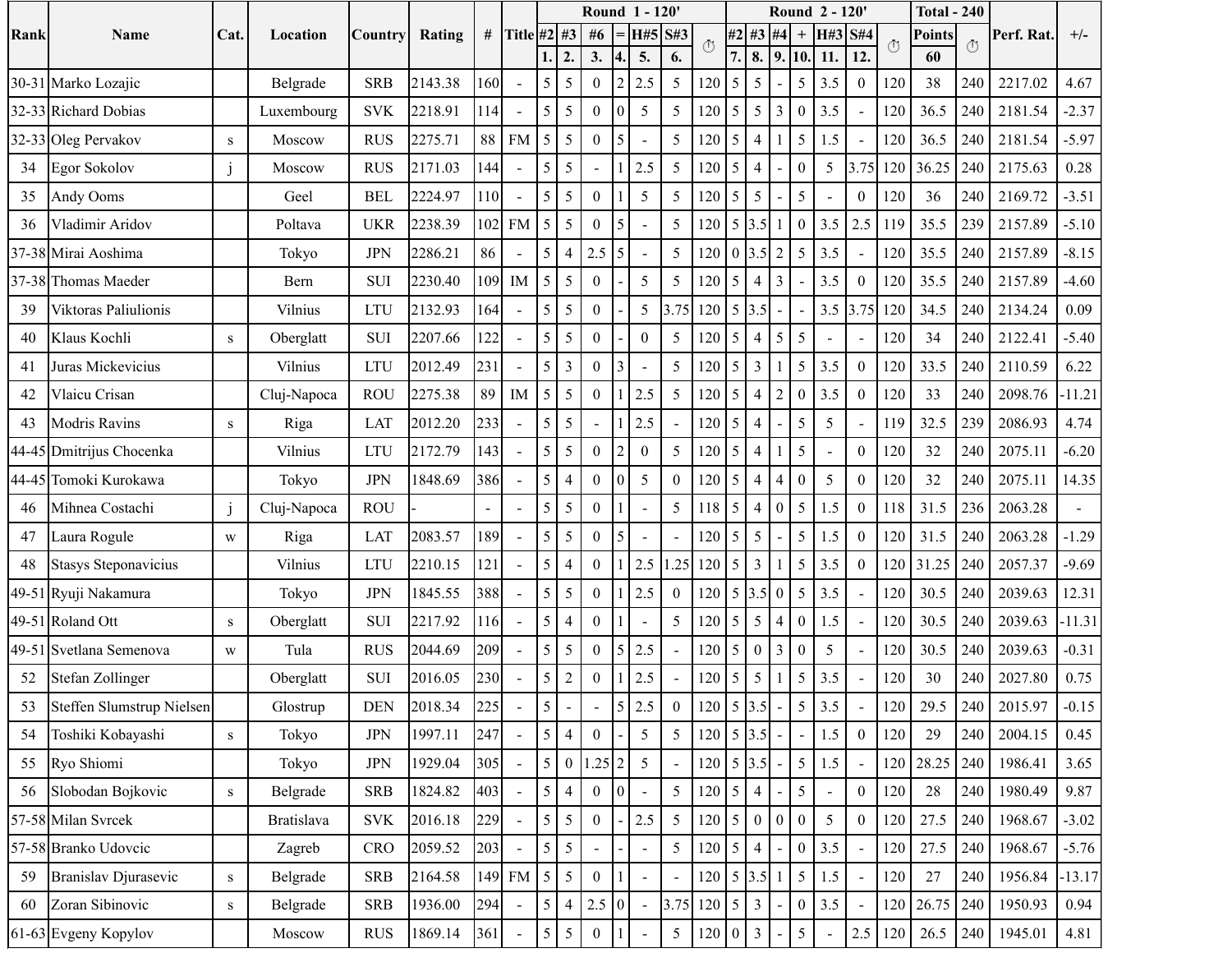| Rank | Name | Cat. | Location | Country | Rating | # | Title | Round 1 - 120' | | | | | | | Round 2 - 120' | | | | | | | Total - 240 | | Perf. Rat. | +/- |
|---|---|---|---|---|---|---|---|---|---|---|---|---|---|---|---|---|---|---|---|---|---|---|---|---|---|
| | | | | | | | | #2 | #3 | #6 | = | H#5 | S#3 | ⏱ | #2 | #3 | #4 | + | H#3 | S#4 | ⏱ | Points | ⏱ | | |
| | | | | | | | | 1. | 2. | 3. | 4. | 5. | 6. | | 7. | 8. | 9. | 10. | 11. | 12. | | 60 | | | |
| 30-31 | Marko Lozajic | | Belgrade | SRB | 2143.38 | 160 | - | 5 | 5 | 0 | 2 | 2.5 | 5 | 120 | 5 | 5 | - | 5 | 3.5 | 0 | 120 | 38 | 240 | 2217.02 | 4.67 |
| 32-33 | Richard Dobias | | Luxembourg | SVK | 2218.91 | 114 | - | 5 | 5 | 0 | 0 | 5 | 5 | 120 | 5 | 5 | 3 | 0 | 3.5 | - | 120 | 36.5 | 240 | 2181.54 | -2.37 |
| 32-33 | Oleg Pervakov | s | Moscow | RUS | 2275.71 | 88 | FM | 5 | 5 | 0 | 5 | - | 5 | 120 | 5 | 4 | 1 | 5 | 1.5 | - | 120 | 36.5 | 240 | 2181.54 | -5.97 |
| 34 | Egor Sokolov | j | Moscow | RUS | 2171.03 | 144 | - | 5 | 5 | - | 1 | 2.5 | 5 | 120 | 5 | 4 | - | 0 | 5 | 3.75 | 120 | 36.25 | 240 | 2175.63 | 0.28 |
| 35 | Andy Ooms | | Geel | BEL | 2224.97 | 110 | - | 5 | 5 | 0 | 1 | 5 | 5 | 120 | 5 | 5 | - | 5 | - | 0 | 120 | 36 | 240 | 2169.72 | -3.51 |
| 36 | Vladimir Aridov | | Poltava | UKR | 2238.39 | 102 | FM | 5 | 5 | 0 | 5 | - | 5 | 120 | 5 | 3.5 | 1 | 0 | 3.5 | 2.5 | 119 | 35.5 | 239 | 2157.89 | -5.10 |
| 37-38 | Mirai Aoshima | | Tokyo | JPN | 2286.21 | 86 | - | 5 | 4 | 2.5 | 5 | - | 5 | 120 | 0 | 3.5 | 2 | 5 | 3.5 | - | 120 | 35.5 | 240 | 2157.89 | -8.15 |
| 37-38 | Thomas Maeder | | Bern | SUI | 2230.40 | 109 | IM | 5 | 5 | 0 | - | 5 | 5 | 120 | 5 | 4 | 3 | - | 3.5 | 0 | 120 | 35.5 | 240 | 2157.89 | -4.60 |
| 39 | Viktoras Paliulionis | | Vilnius | LTU | 2132.93 | 164 | - | 5 | 5 | 0 | - | 5 | 3.75 | 120 | 5 | 3.5 | - | - | 3.5 | 3.75 | 120 | 34.5 | 240 | 2134.24 | 0.09 |
| 40 | Klaus Kochli | s | Oberglatt | SUI | 2207.66 | 122 | - | 5 | 5 | 0 | - | 0 | 5 | 120 | 5 | 4 | 5 | 5 | - | - | 120 | 34 | 240 | 2122.41 | -5.40 |
| 41 | Juras Mickevicius | | Vilnius | LTU | 2012.49 | 231 | - | 5 | 3 | 0 | 3 | - | 5 | 120 | 5 | 3 | 1 | 5 | 3.5 | 0 | 120 | 33.5 | 240 | 2110.59 | 6.22 |
| 42 | Vlaicu Crisan | | Cluj-Napoca | ROU | 2275.38 | 89 | IM | 5 | 5 | 0 | 1 | 2.5 | 5 | 120 | 5 | 4 | 2 | 0 | 3.5 | 0 | 120 | 33 | 240 | 2098.76 | -11.21 |
| 43 | Modris Ravins | s | Riga | LAT | 2012.20 | 233 | - | 5 | 5 | - | 1 | 2.5 | - | 120 | 5 | 4 | - | 5 | 5 | - | 119 | 32.5 | 239 | 2086.93 | 4.74 |
| 44-45 | Dmitrijus Chocenka | | Vilnius | LTU | 2172.79 | 143 | - | 5 | 5 | 0 | 2 | 0 | 5 | 120 | 5 | 4 | 1 | 5 | - | 0 | 120 | 32 | 240 | 2075.11 | -6.20 |
| 44-45 | Tomoki Kurokawa | | Tokyo | JPN | 1848.69 | 386 | - | 5 | 4 | 0 | 0 | 5 | 0 | 120 | 5 | 4 | 4 | 0 | 5 | 0 | 120 | 32 | 240 | 2075.11 | 14.35 |
| 46 | Mihnea Costachi | j | Cluj-Napoca | ROU | - | - | - | 5 | 5 | 0 | 1 | - | 5 | 118 | 5 | 4 | 0 | 5 | 1.5 | 0 | 118 | 31.5 | 236 | 2063.28 | - |
| 47 | Laura Rogule | w | Riga | LAT | 2083.57 | 189 | - | 5 | 5 | 0 | 5 | - | - | 120 | 5 | 5 | - | 5 | 1.5 | 0 | 120 | 31.5 | 240 | 2063.28 | -1.29 |
| 48 | Stasys Steponavicius | | Vilnius | LTU | 2210.15 | 121 | - | 5 | 4 | 0 | 1 | 2.5 | 1.25 | 120 | 5 | 3 | 1 | 5 | 3.5 | 0 | 120 | 31.25 | 240 | 2057.37 | -9.69 |
| 49-51 | Ryuji Nakamura | | Tokyo | JPN | 1845.55 | 388 | - | 5 | 5 | 0 | 1 | 2.5 | 0 | 120 | 5 | 3.5 | 0 | 5 | 3.5 | - | 120 | 30.5 | 240 | 2039.63 | 12.31 |
| 49-51 | Roland Ott | s | Oberglatt | SUI | 2217.92 | 116 | - | 5 | 4 | 0 | 1 | - | 5 | 120 | 5 | 5 | 4 | 0 | 1.5 | - | 120 | 30.5 | 240 | 2039.63 | -11.31 |
| 49-51 | Svetlana Semenova | w | Tula | RUS | 2044.69 | 209 | - | 5 | 5 | 0 | 5 | 2.5 | - | 120 | 5 | 0 | 3 | 0 | 5 | - | 120 | 30.5 | 240 | 2039.63 | -0.31 |
| 52 | Stefan Zollinger | | Oberglatt | SUI | 2016.05 | 230 | - | 5 | 2 | 0 | 1 | 2.5 | - | 120 | 5 | 5 | 1 | 5 | 3.5 | - | 120 | 30 | 240 | 2027.80 | 0.75 |
| 53 | Steffen Slumstrup Nielsen | | Glostrup | DEN | 2018.34 | 225 | - | 5 | - | - | 5 | 2.5 | 0 | 120 | 5 | 3.5 | - | 5 | 3.5 | - | 120 | 29.5 | 240 | 2015.97 | -0.15 |
| 54 | Toshiki Kobayashi | s | Tokyo | JPN | 1997.11 | 247 | - | 5 | 4 | 0 | - | 5 | 5 | 120 | 5 | 3.5 | - | - | 1.5 | 0 | 120 | 29 | 240 | 2004.15 | 0.45 |
| 55 | Ryo Shiomi | | Tokyo | JPN | 1929.04 | 305 | - | 5 | 0 | 1.25 | 2 | 5 | - | 120 | 5 | 3.5 | - | 5 | 1.5 | - | 120 | 28.25 | 240 | 1986.41 | 3.65 |
| 56 | Slobodan Bojkovic | s | Belgrade | SRB | 1824.82 | 403 | - | 5 | 4 | 0 | 0 | - | 5 | 120 | 5 | 4 | - | 5 | - | 0 | 120 | 28 | 240 | 1980.49 | 9.87 |
| 57-58 | Milan Svrcek | | Bratislava | SVK | 2016.18 | 229 | - | 5 | 5 | 0 | - | 2.5 | 5 | 120 | 5 | 0 | 0 | 0 | 5 | 0 | 120 | 27.5 | 240 | 1968.67 | -3.02 |
| 57-58 | Branko Udovcic | | Zagreb | CRO | 2059.52 | 203 | - | 5 | 5 | - | - | - | 5 | 120 | 5 | 4 | - | 0 | 3.5 | - | 120 | 27.5 | 240 | 1968.67 | -5.76 |
| 59 | Branislav Djurasevic | s | Belgrade | SRB | 2164.58 | 149 | FM | 5 | 5 | 0 | 1 | - | - | 120 | 5 | 3.5 | 1 | 5 | 1.5 | - | 120 | 27 | 240 | 1956.84 | -13.17 |
| 60 | Zoran Sibinovic | s | Belgrade | SRB | 1936.00 | 294 | - | 5 | 4 | 2.5 | 0 | - | 3.75 | 120 | 5 | 3 | - | 0 | 3.5 | - | 120 | 26.75 | 240 | 1950.93 | 0.94 |
| 61-63 | Evgeny Kopylov | | Moscow | RUS | 1869.14 | 361 | - | 5 | 5 | 0 | 1 | - | 5 | 120 | 0 | 3 | - | 5 | - | 2.5 | 120 | 26.5 | 240 | 1945.01 | 4.81 |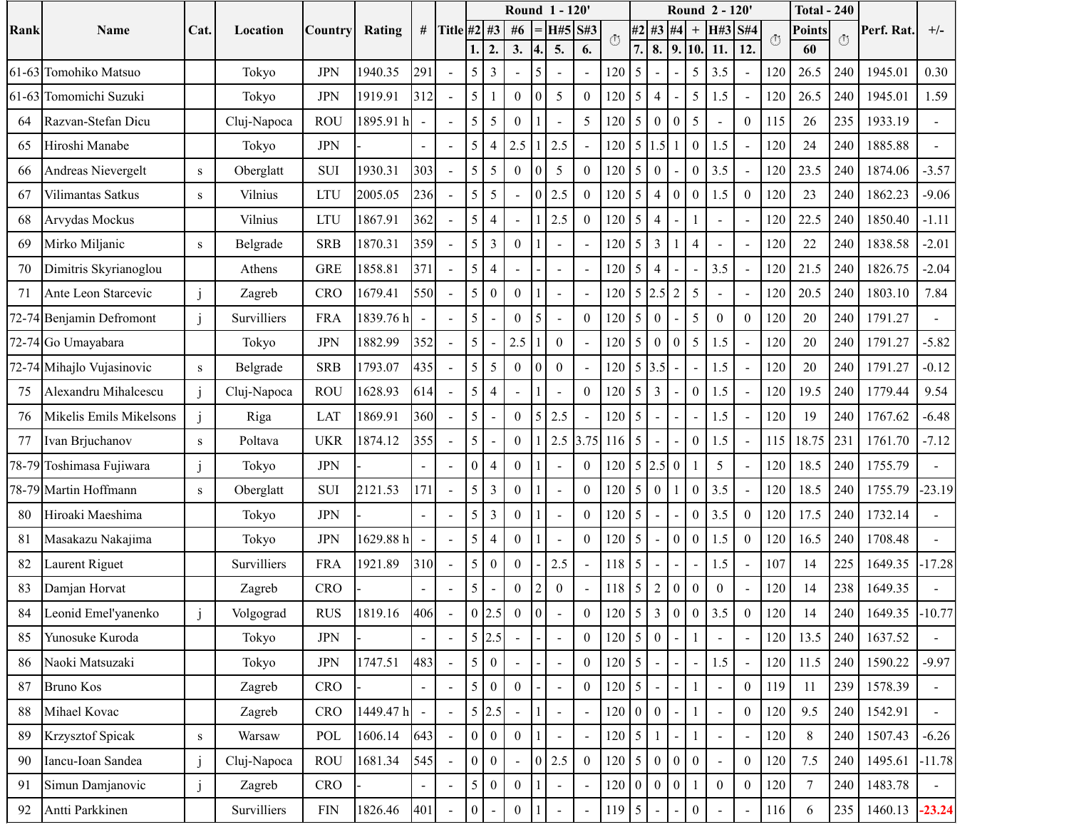| Rank | Name | Cat. | Location | Country | Rating | # | Title | Round 1 - 120' | | | | | | | Round 2 - 120' | | | | | | | Total - 240 | | Perf. Rat. | +/- |
|---|---|---|---|---|---|---|---|---|---|---|---|---|---|---|---|---|---|---|---|---|---|---|---|---|---|
| | | | | | | | | #2 | #3 | #6 | = | H#5 | S#3 | ⏱ | #2 | #3 | #4 | + | H#3 | S#4 | ⏱ | Points | ⏱ | | |
| | | | | | | | | 1. | 2. | 3. | 4. | 5. | 6. | | 7. | 8. | 9. | 10. | 11. | 12. | | 60 | | | |
| 61-63 | Tomohiko Matsuo | | Tokyo | JPN | 1940.35 | 291 | - | 5 | 3 | - | 5 | - | - | 120 | 5 | - | - | 5 | 3.5 | - | 120 | 26.5 | 240 | 1945.01 | 0.30 |
| 61-63 | Tomomichi Suzuki | | Tokyo | JPN | 1919.91 | 312 | - | 5 | 1 | 0 | 0 | 5 | 0 | 120 | 5 | 4 | - | 5 | 1.5 | - | 120 | 26.5 | 240 | 1945.01 | 1.59 |
| 64 | Razvan-Stefan Dicu | | Cluj-Napoca | ROU | 1895.91 h | - | - | 5 | 5 | 0 | 1 | - | 5 | 120 | 5 | 0 | 0 | 5 | - | 0 | 115 | 26 | 235 | 1933.19 | - |
| 65 | Hiroshi Manabe | | Tokyo | JPN | - | - | - | 5 | 4 | 2.5 | 1 | 2.5 | - | 120 | 5 | 1.5 | 1 | 0 | 1.5 | - | 120 | 24 | 240 | 1885.88 | - |
| 66 | Andreas Nievergelt | s | Oberglatt | SUI | 1930.31 | 303 | - | 5 | 5 | 0 | 0 | 5 | 0 | 120 | 5 | 0 | - | 0 | 3.5 | - | 120 | 23.5 | 240 | 1874.06 | -3.57 |
| 67 | Vilimantas Satkus | s | Vilnius | LTU | 2005.05 | 236 | - | 5 | 5 | - | 0 | 2.5 | 0 | 120 | 5 | 4 | 0 | 0 | 1.5 | 0 | 120 | 23 | 240 | 1862.23 | -9.06 |
| 68 | Arvydas Mockus | | Vilnius | LTU | 1867.91 | 362 | - | 5 | 4 | - | 1 | 2.5 | 0 | 120 | 5 | 4 | - | 1 | - | - | 120 | 22.5 | 240 | 1850.40 | -1.11 |
| 69 | Mirko Miljanic | s | Belgrade | SRB | 1870.31 | 359 | - | 5 | 3 | 0 | 1 | - | - | 120 | 5 | 3 | 1 | 4 | - | - | 120 | 22 | 240 | 1838.58 | -2.01 |
| 70 | Dimitris Skyrianoglou | | Athens | GRE | 1858.81 | 371 | - | 5 | 4 | - | - | - | - | 120 | 5 | 4 | - | - | 3.5 | - | 120 | 21.5 | 240 | 1826.75 | -2.04 |
| 71 | Ante Leon Starcevic | j | Zagreb | CRO | 1679.41 | 550 | - | 5 | 0 | 0 | 1 | - | - | 120 | 5 | 2.5 | 2 | 5 | - | - | 120 | 20.5 | 240 | 1803.10 | 7.84 |
| 72-74 | Benjamin Defromont | j | Survilliers | FRA | 1839.76 h | - | - | 5 | - | 0 | 5 | - | 0 | 120 | 5 | 0 | - | 5 | 0 | 0 | 120 | 20 | 240 | 1791.27 | - |
| 72-74 | Go Umayabara | | Tokyo | JPN | 1882.99 | 352 | - | 5 | - | 2.5 | 1 | 0 | - | 120 | 5 | 0 | 0 | 5 | 1.5 | - | 120 | 20 | 240 | 1791.27 | -5.82 |
| 72-74 | Mihajlo Vujasinovic | s | Belgrade | SRB | 1793.07 | 435 | - | 5 | 5 | 0 | 0 | 0 | - | 120 | 5 | 3.5 | - | - | 1.5 | - | 120 | 20 | 240 | 1791.27 | -0.12 |
| 75 | Alexandru Mihalcescu | j | Cluj-Napoca | ROU | 1628.93 | 614 | - | 5 | 4 | - | 1 | - | 0 | 120 | 5 | 3 | - | 0 | 1.5 | - | 120 | 19.5 | 240 | 1779.44 | 9.54 |
| 76 | Mikelis Emils Mikelsons | j | Riga | LAT | 1869.91 | 360 | - | 5 | - | 0 | 5 | 2.5 | - | 120 | 5 | - | - | - | 1.5 | - | 120 | 19 | 240 | 1767.62 | -6.48 |
| 77 | Ivan Brjuchanov | s | Poltava | UKR | 1874.12 | 355 | - | 5 | - | 0 | 1 | 2.5 | 3.75 | 116 | 5 | - | - | 0 | 1.5 | - | 115 | 18.75 | 231 | 1761.70 | -7.12 |
| 78-79 | Toshimasa Fujiwara | j | Tokyo | JPN | - | - | - | 0 | 4 | 0 | 1 | - | 0 | 120 | 5 | 2.5 | 0 | 1 | 5 | - | 120 | 18.5 | 240 | 1755.79 | - |
| 78-79 | Martin Hoffmann | s | Oberglatt | SUI | 2121.53 | 171 | - | 5 | 3 | 0 | 1 | - | 0 | 120 | 5 | 0 | 1 | 0 | 3.5 | - | 120 | 18.5 | 240 | 1755.79 | -23.19 |
| 80 | Hiroaki Maeshima | | Tokyo | JPN | - | - | - | 5 | 3 | 0 | 1 | - | 0 | 120 | 5 | - | - | 0 | 3.5 | 0 | 120 | 17.5 | 240 | 1732.14 | - |
| 81 | Masakazu Nakajima | | Tokyo | JPN | 1629.88 h | - | - | 5 | 4 | 0 | 1 | - | 0 | 120 | 5 | - | 0 | 0 | 1.5 | 0 | 120 | 16.5 | 240 | 1708.48 | - |
| 82 | Laurent Riguet | | Survilliers | FRA | 1921.89 | 310 | - | 5 | 0 | 0 | - | 2.5 | - | 118 | 5 | - | - | - | 1.5 | - | 107 | 14 | 225 | 1649.35 | -17.28 |
| 83 | Damjan Horvat | | Zagreb | CRO | - | - | - | 5 | - | 0 | 2 | 0 | - | 118 | 5 | 2 | 0 | 0 | 0 | - | 120 | 14 | 238 | 1649.35 | - |
| 84 | Leonid Emel'yanenko | j | Volgograd | RUS | 1819.16 | 406 | - | 0 | 2.5 | 0 | 0 | - | 0 | 120 | 5 | 3 | 0 | 0 | 3.5 | 0 | 120 | 14 | 240 | 1649.35 | -10.77 |
| 85 | Yunosuke Kuroda | | Tokyo | JPN | - | - | - | 5 | 2.5 | - | - | - | 0 | 120 | 5 | 0 | - | 1 | - | - | 120 | 13.5 | 240 | 1637.52 | - |
| 86 | Naoki Matsuzaki | | Tokyo | JPN | 1747.51 | 483 | - | 5 | 0 | - | - | - | 0 | 120 | 5 | - | - | - | 1.5 | - | 120 | 11.5 | 240 | 1590.22 | -9.97 |
| 87 | Bruno Kos | | Zagreb | CRO | - | - | - | 5 | 0 | 0 | - | - | 0 | 120 | 5 | - | - | 1 | - | 0 | 119 | 11 | 239 | 1578.39 | - |
| 88 | Mihael Kovac | | Zagreb | CRO | 1449.47 h | - | - | 5 | 2.5 | - | 1 | - | - | 120 | 0 | 0 | - | 1 | - | 0 | 120 | 9.5 | 240 | 1542.91 | - |
| 89 | Krzysztof Spicak | s | Warsaw | POL | 1606.14 | 643 | - | 0 | 0 | 0 | 1 | - | - | 120 | 5 | 1 | - | 1 | - | - | 120 | 8 | 240 | 1507.43 | -6.26 |
| 90 | Iancu-Ioan Sandea | j | Cluj-Napoca | ROU | 1681.34 | 545 | - | 0 | 0 | - | 0 | 2.5 | 0 | 120 | 5 | 0 | 0 | 0 | - | 0 | 120 | 7.5 | 240 | 1495.61 | -11.78 |
| 91 | Simun Damjanovic | j | Zagreb | CRO | - | - | - | 5 | 0 | 0 | 1 | - | - | 120 | 0 | 0 | 0 | 1 | 0 | 0 | 120 | 7 | 240 | 1483.78 | - |
| 92 | Antti Parkkinen | | Survilliers | FIN | 1826.46 | 401 | - | 0 | - | 0 | 1 | - | - | 119 | 5 | - | - | 0 | - | - | 116 | 6 | 235 | 1460.13 | -23.24 |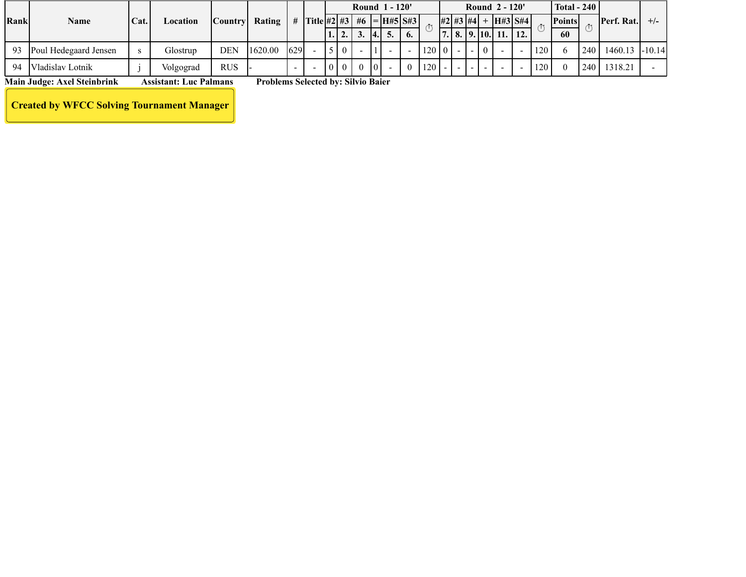| Rank | Name | Cat. | Location | Country | Rating | # | Title | Round 1 - 120' | | | | | | | Round 2 - 120' | | | | | | | Total - 240 | | Perf. Rat. | +/- |
|---|---|---|---|---|---|---|---|---|---|---|---|---|---|---|---|---|---|---|---|---|---|---|---|---|---|
| | | | | | | | | #2 1. | #3 2. | #6 3. | = 4. | H#5 5. | S#3 6. | ⏱ | #2 7. | #3 8. | #4 9. | + 10. | H#3 11. | S#4 12. | ⏱ | Points 60 | ⏱ | | |
| 93 | Poul Hedegaard Jensen | s | Glostrup | DEN | 1620.00 | 629 | - | 5 | 0 | - | 1 | - | - | 120 | 0 | - | - | 0 | - | - | 120 | 6 | 240 | 1460.13 | -10.14 |
| 94 | Vladislav Lotnik | j | Volgograd | RUS | - | - | - | 0 | 0 | 0 | 0 | - | 0 | 120 | - | - | - | - | - | - | 120 | 0 | 240 | 1318.21 | - |

**Main Judge: Axel Steinbrink** **Assistant: Luc Palmans** **Problems Selected by: Silvio Baier**

**Created by WFCC Solving Tournament Manager**